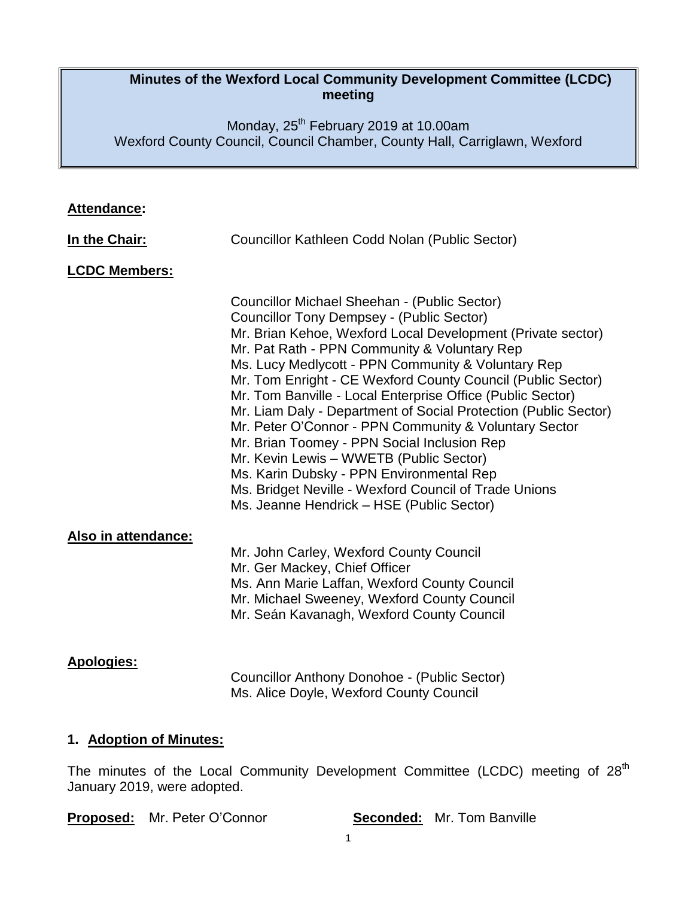# Minutes of the Wexford Local Community Development Committee (LCDC) meeting

Monday, 25th February 2019 at 10.00am
Wexford County Council, Council Chamber, County Hall, Carriglawn, Wexford

## Attendance:

**In the Chair:** Councillor Kathleen Codd Nolan (Public Sector)

**LCDC Members:**

Councillor Michael Sheehan - (Public Sector)
Councillor Tony Dempsey - (Public Sector)
Mr. Brian Kehoe, Wexford Local Development (Private sector)
Mr. Pat Rath - PPN Community & Voluntary Rep
Ms. Lucy Medlycott - PPN Community & Voluntary Rep
Mr. Tom Enright - CE Wexford County Council (Public Sector)
Mr. Tom Banville - Local Enterprise Office (Public Sector)
Mr. Liam Daly - Department of Social Protection (Public Sector)
Mr. Peter O'Connor - PPN Community & Voluntary Sector
Mr. Brian Toomey - PPN Social Inclusion Rep
Mr. Kevin Lewis – WWETB (Public Sector)
Ms. Karin Dubsky - PPN Environmental Rep
Ms. Bridget Neville - Wexford Council of Trade Unions
Ms. Jeanne Hendrick – HSE (Public Sector)

**Also in attendance:**

Mr. John Carley, Wexford County Council
Mr. Ger Mackey, Chief Officer
Ms. Ann Marie Laffan, Wexford County Council
Mr. Michael Sweeney, Wexford County Council
Mr. Seán Kavanagh, Wexford County Council

**Apologies:**

Councillor Anthony Donohoe - (Public Sector)
Ms. Alice Doyle, Wexford County Council

## 1. Adoption of Minutes:

The minutes of the Local Community Development Committee (LCDC) meeting of 28th January 2019, were adopted.

**Proposed:** Mr. Peter O'Connor **Seconded:** Mr. Tom Banville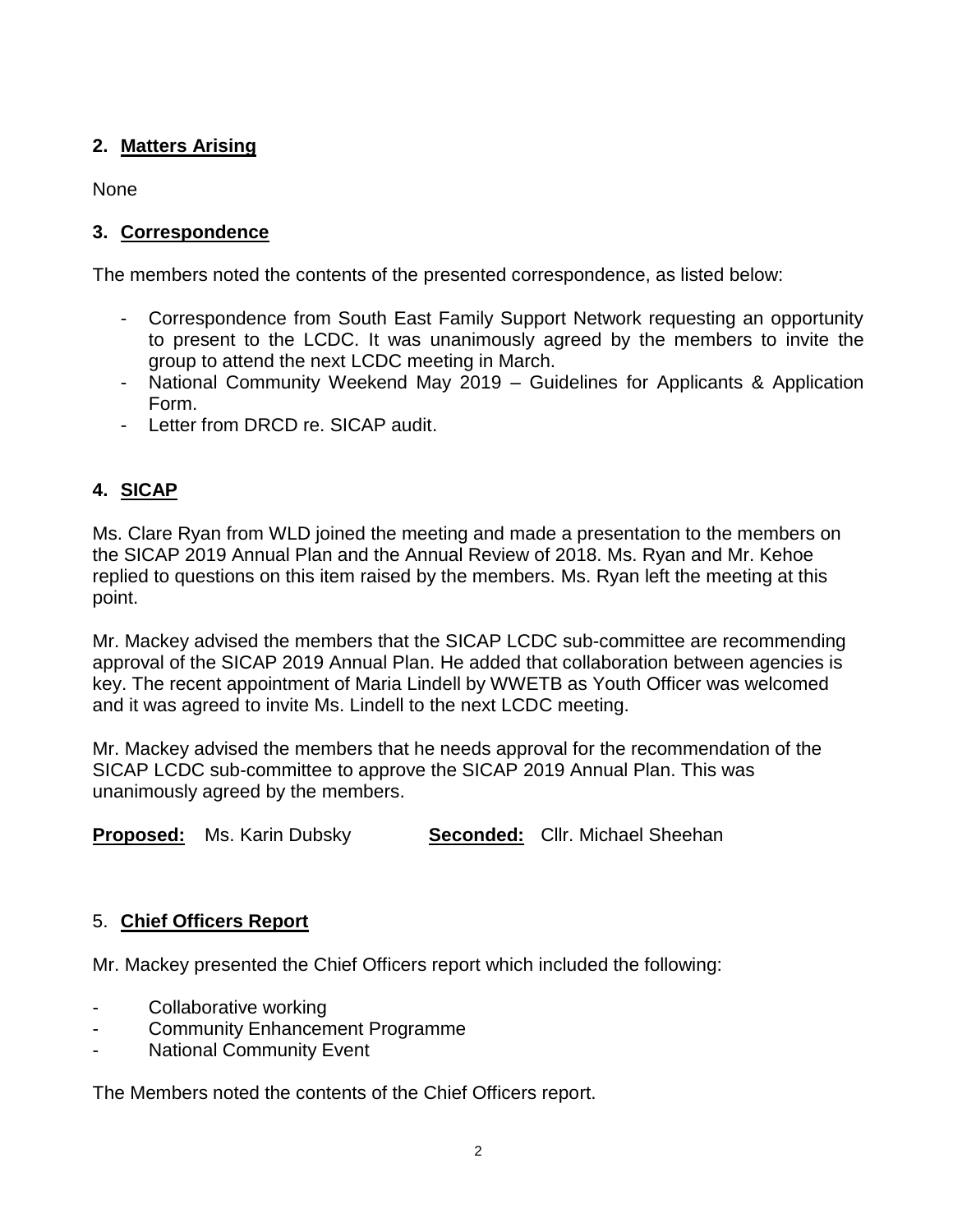## 2. Matters Arising

None

## 3. Correspondence

The members noted the contents of the presented correspondence, as listed below:

- Correspondence from South East Family Support Network requesting an opportunity to present to the LCDC. It was unanimously agreed by the members to invite the group to attend the next LCDC meeting in March.
- National Community Weekend May 2019 – Guidelines for Applicants & Application Form.
- Letter from DRCD re. SICAP audit.

## 4. SICAP

Ms. Clare Ryan from WLD joined the meeting and made a presentation to the members on the SICAP 2019 Annual Plan and the Annual Review of 2018. Ms. Ryan and Mr. Kehoe replied to questions on this item raised by the members. Ms. Ryan left the meeting at this point.

Mr. Mackey advised the members that the SICAP LCDC sub-committee are recommending approval of the SICAP 2019 Annual Plan. He added that collaboration between agencies is key. The recent appointment of Maria Lindell by WWETB as Youth Officer was welcomed and it was agreed to invite Ms. Lindell to the next LCDC meeting.

Mr. Mackey advised the members that he needs approval for the recommendation of the SICAP LCDC sub-committee to approve the SICAP 2019 Annual Plan. This was unanimously agreed by the members.

**Proposed:** Ms. Karin Dubsky **Seconded:** Cllr. Michael Sheehan

## 5. Chief Officers Report

Mr. Mackey presented the Chief Officers report which included the following:

- Collaborative working
- Community Enhancement Programme
- National Community Event

The Members noted the contents of the Chief Officers report.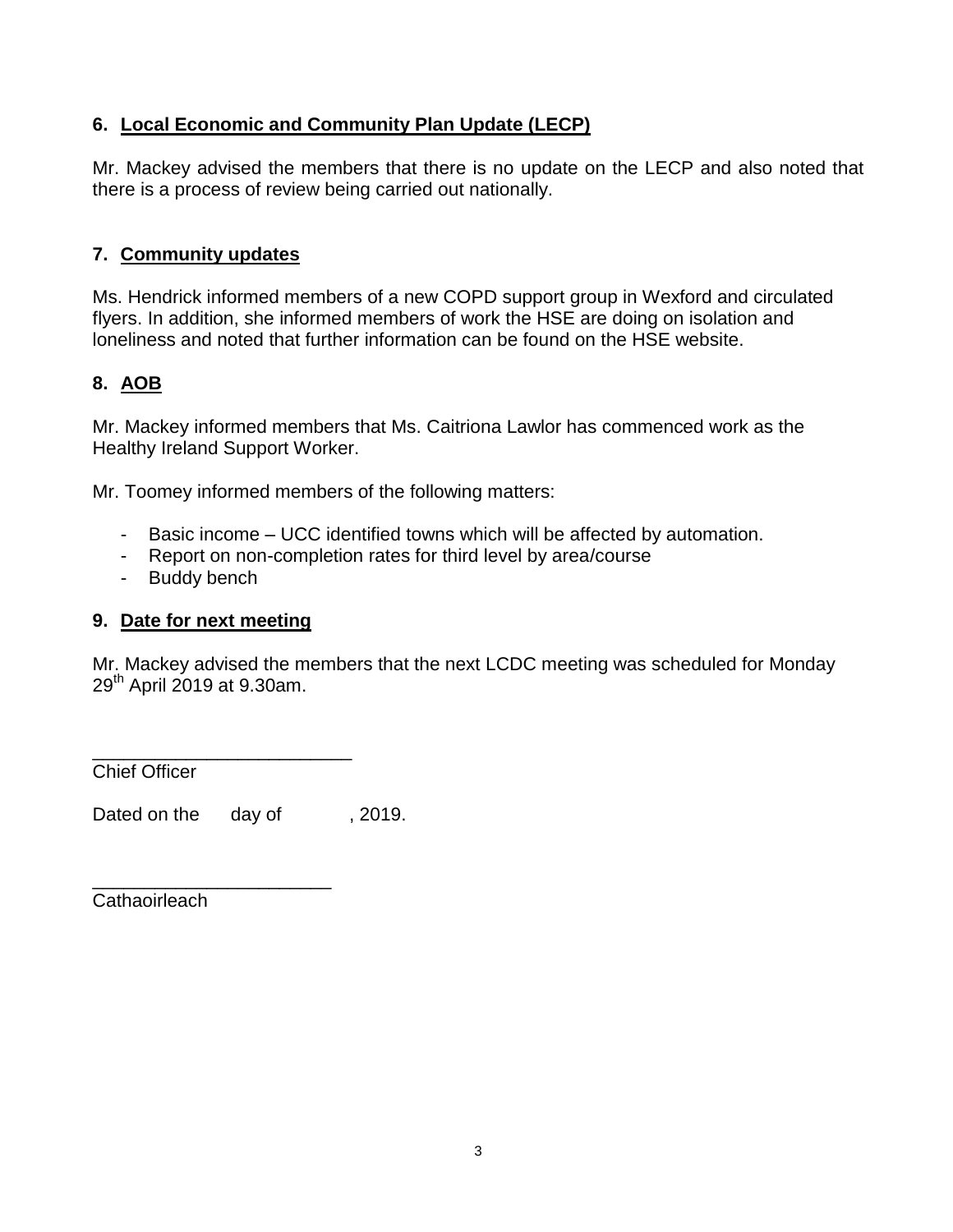## 6. Local Economic and Community Plan Update (LECP)

Mr. Mackey advised the members that there is no update on the LECP and also noted that there is a process of review being carried out nationally.

## 7. Community updates

Ms. Hendrick informed members of a new COPD support group in Wexford and circulated flyers. In addition, she informed members of work the HSE are doing on isolation and loneliness and noted that further information can be found on the HSE website.

## 8. AOB

Mr. Mackey informed members that Ms. Caitriona Lawlor has commenced work as the Healthy Ireland Support Worker.

Mr. Toomey informed members of the following matters:

- Basic income – UCC identified towns which will be affected by automation.
- Report on non-completion rates for third level by area/course
- Buddy bench

## 9. Date for next meeting

Mr. Mackey advised the members that the next LCDC meeting was scheduled for Monday 29th April 2019 at 9.30am.

_________________________
Chief Officer

Dated on the day of , 2019.

_________________________
Cathaoirleach